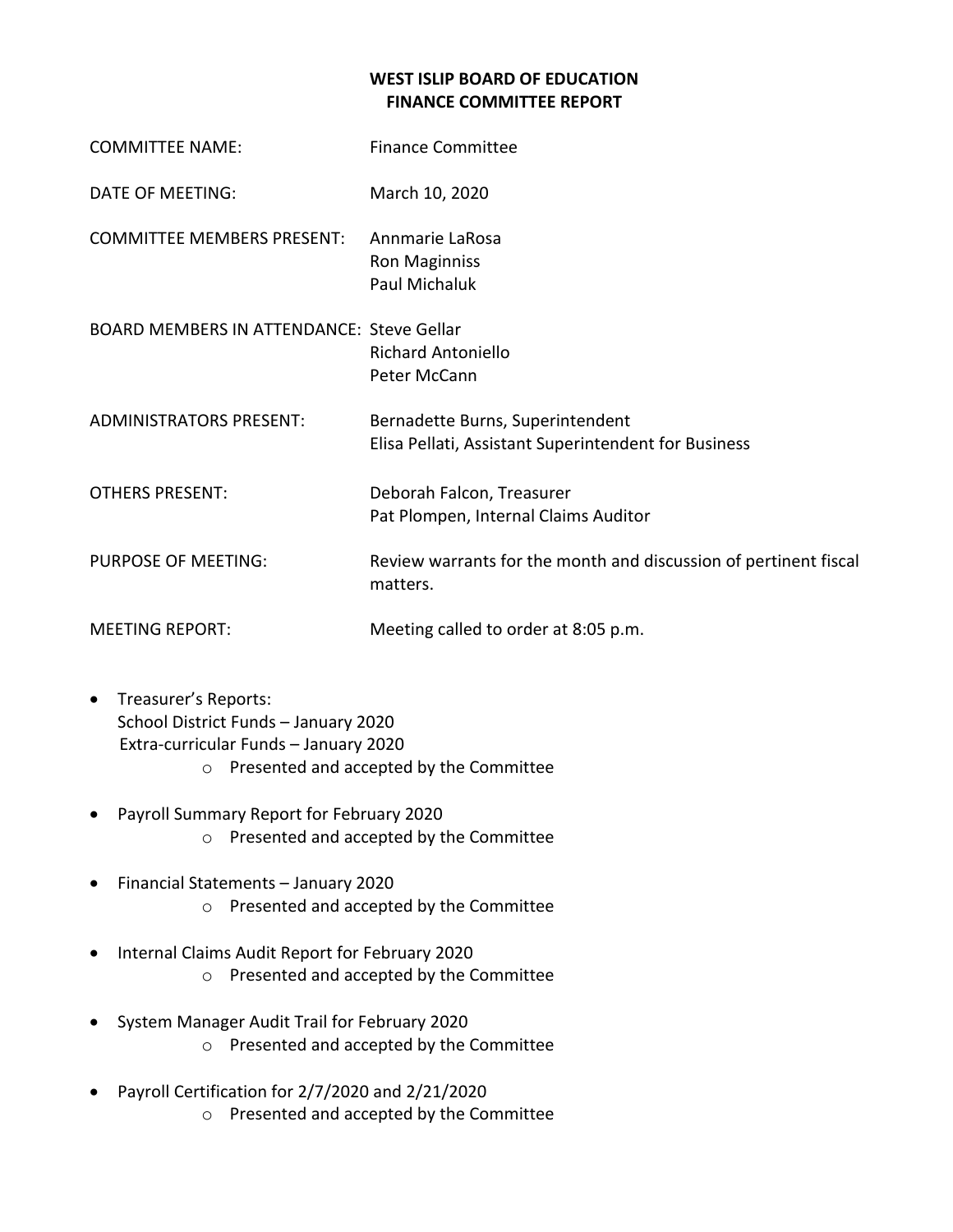# WEST ISLIP BOARD OF EDUCATION
## FINANCE COMMITTEE REPORT

| | |
|---|---|
| COMMITTEE NAME: | Finance Committee |
| DATE OF MEETING: | March 10, 2020 |
| COMMITTEE MEMBERS PRESENT: | Annmarie LaRosa<br>Ron Maginniss<br>Paul Michaluk |
| BOARD MEMBERS IN ATTENDANCE: | Steve Gellar<br>Richard Antoniello<br>Peter McCann |
| ADMINISTRATORS PRESENT: | Bernadette Burns, Superintendent<br>Elisa Pellati, Assistant Superintendent for Business |
| OTHERS PRESENT: | Deborah Falcon, Treasurer<br>Pat Plompen, Internal Claims Auditor |
| PURPOSE OF MEETING: | Review warrants for the month and discussion of pertinent fiscal matters. |
| MEETING REPORT: | Meeting called to order at 8:05 p.m. |

- Treasurer's Reports:
  School District Funds – January 2020
  Extra-curricular Funds – January 2020
  - Presented and accepted by the Committee
- Payroll Summary Report for February 2020
  - Presented and accepted by the Committee
- Financial Statements – January 2020
  - Presented and accepted by the Committee
- Internal Claims Audit Report for February 2020
  - Presented and accepted by the Committee
- System Manager Audit Trail for February 2020
  - Presented and accepted by the Committee
- Payroll Certification for 2/7/2020 and 2/21/2020
  - Presented and accepted by the Committee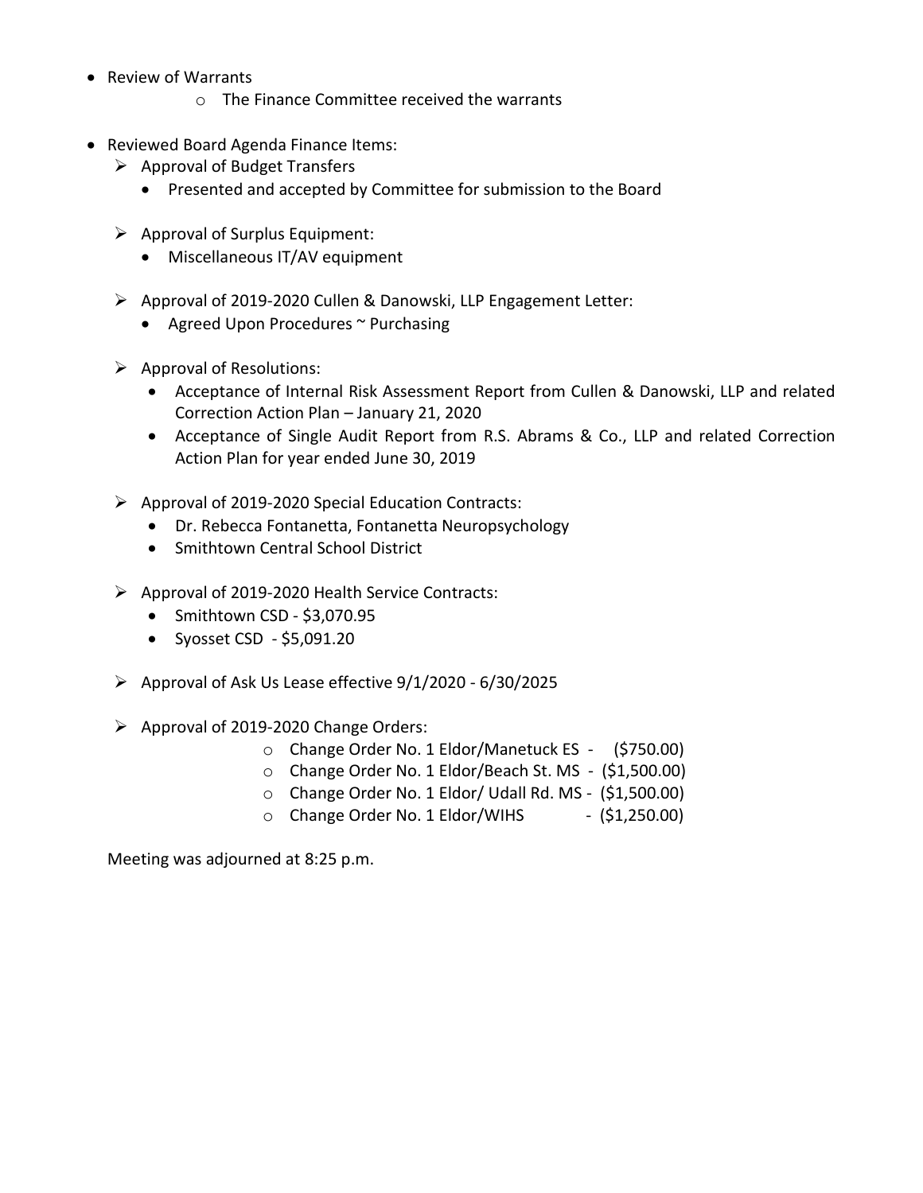- Review of Warrants
    - The Finance Committee received the warrants

- Reviewed Board Agenda Finance Items:
    - Approval of Budget Transfers
        - Presented and accepted by Committee for submission to the Board

    - Approval of Surplus Equipment:
        - Miscellaneous IT/AV equipment

    - Approval of 2019-2020 Cullen & Danowski, LLP Engagement Letter:
        - Agreed Upon Procedures ~ Purchasing

    - Approval of Resolutions:
        - Acceptance of Internal Risk Assessment Report from Cullen & Danowski, LLP and related Correction Action Plan – January 21, 2020
        - Acceptance of Single Audit Report from R.S. Abrams & Co., LLP and related Correction Action Plan for year ended June 30, 2019

    - Approval of 2019-2020 Special Education Contracts:
        - Dr. Rebecca Fontanetta, Fontanetta Neuropsychology
        - Smithtown Central School District

    - Approval of 2019-2020 Health Service Contracts:
        - Smithtown CSD - $3,070.95
        - Syosset CSD - $5,091.20

    - Approval of Ask Us Lease effective 9/1/2020 - 6/30/2025

    - Approval of 2019-2020 Change Orders:
        - Change Order No. 1 Eldor/Manetuck ES - ($750.00)
        - Change Order No. 1 Eldor/Beach St. MS - ($1,500.00)
        - Change Order No. 1 Eldor/ Udall Rd. MS - ($1,500.00)
        - Change Order No. 1 Eldor/WIHS - ($1,250.00)

Meeting was adjourned at 8:25 p.m.